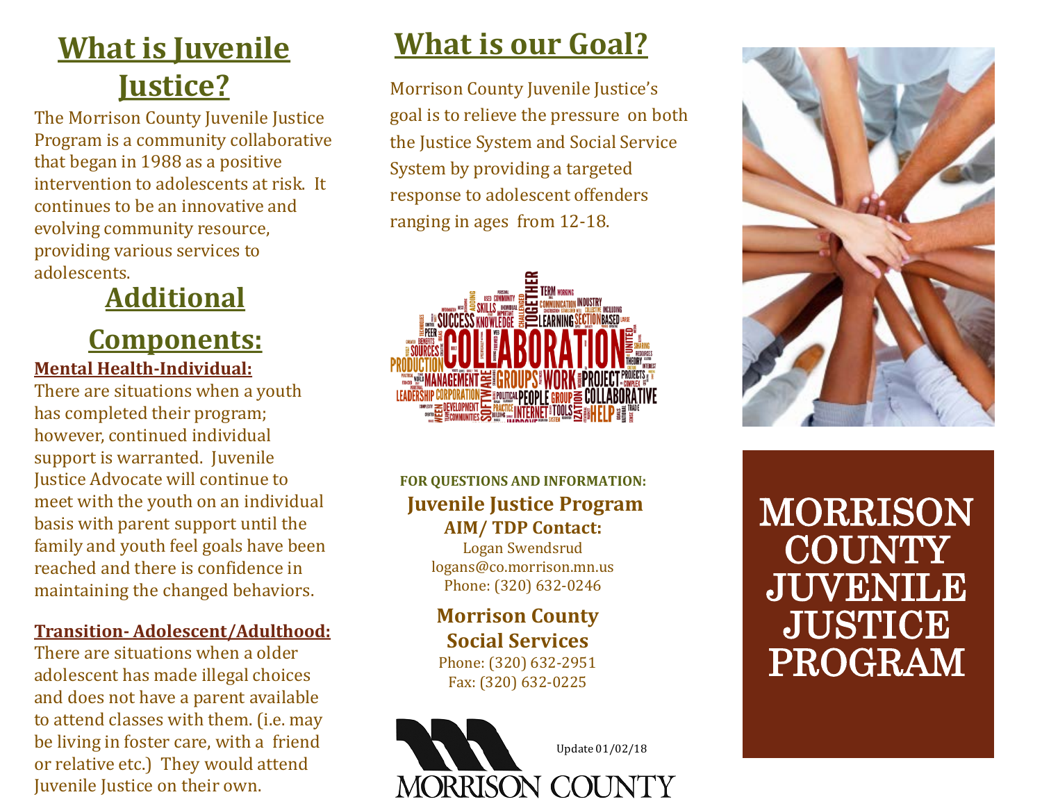## What is Juvenile Justice?

The Morrison County Juvenile Justice Program is a community collaborative that began in 1988 as a positive intervention to adolescents at risk. It continues to be an innovative and evolving community resource, providing various services to adolescents.

## Additional Components:

**Mental Health-Individual:**

There are situations when a youth has completed their program; however, continued individual support is warranted. Juvenile Justice Advocate will continue to meet with the youth on an individual basis with parent support until the family and youth feel goals have been reached and there is confidence in maintaining the changed behaviors.

**Transition- Adolescent/Adulthood:**

There are situations when a older adolescent has made illegal choices and does not have a parent available to attend classes with them. (i.e. may be living in foster care, with a friend or relative etc.) They would attend Juvenile Justice on their own.

## What is our Goal?

Morrison County Juvenile Justice's goal is to relieve the pressure on both the Justice System and Social Service System by providing a targeted response to adolescent offenders ranging in ages from 12-18.

**FOR QUESTIONS AND INFORMATION:**

**Juvenile Justice Program**

**AIM/ TDP Contact:**

Logan Swendsrud
logans@co.morrison.mn.us
Phone: (320) 632-0246

**Morrison County Social Services**

Phone: (320) 632-2951
Fax: (320) 632-0225

Update 01/02/18

MORRISON COUNTY

# MORRISON COUNTY JUVENILE JUSTICE PROGRAM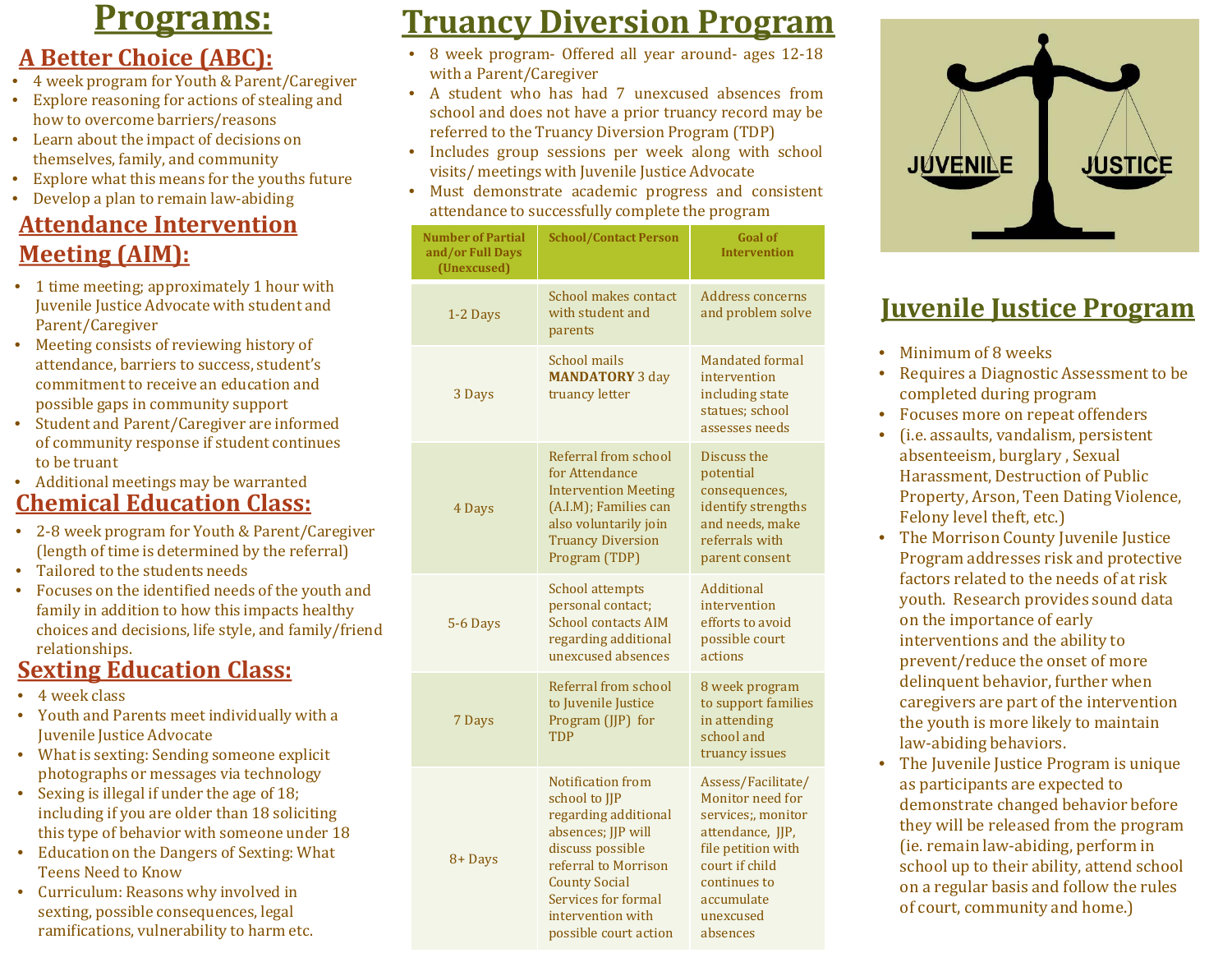# Programs:

## A Better Choice (ABC):

- 4 week program for Youth & Parent/Caregiver
- Explore reasoning for actions of stealing and how to overcome barriers/reasons
- Learn about the impact of decisions on themselves, family, and community
- Explore what this means for the youths future
- Develop a plan to remain law-abiding

## Attendance Intervention Meeting (AIM):

- 1 time meeting; approximately 1 hour with Juvenile Justice Advocate with student and Parent/Caregiver
- Meeting consists of reviewing history of attendance, barriers to success, student's commitment to receive an education and possible gaps in community support
- Student and Parent/Caregiver are informed of community response if student continues to be truant
- Additional meetings may be warranted

## Chemical Education Class:

- 2-8 week program for Youth & Parent/Caregiver (length of time is determined by the referral)
- Tailored to the students needs
- Focuses on the identified needs of the youth and family in addition to how this impacts healthy choices and decisions, life style, and family/friend relationships.

## Sexting Education Class:

- 4 week class
- Youth and Parents meet individually with a Juvenile Justice Advocate
- What is sexting: Sending someone explicit photographs or messages via technology
- Sexing is illegal if under the age of 18; including if you are older than 18 soliciting this type of behavior with someone under 18
- Education on the Dangers of Sexting: What Teens Need to Know
- Curriculum: Reasons why involved in sexting, possible consequences, legal ramifications, vulnerability to harm etc.

# Truancy Diversion Program

- 8 week program- Offered all year around- ages 12-18 with a Parent/Caregiver
- A student who has had 7 unexcused absences from school and does not have a prior truancy record may be referred to the Truancy Diversion Program (TDP)
- Includes group sessions per week along with school visits/ meetings with Juvenile Justice Advocate
- Must demonstrate academic progress and consistent attendance to successfully complete the program

| Number of Partial and/or Full Days (Unexcused) | School/Contact Person | Goal of Intervention |
|---|---|---|
| 1-2 Days | School makes contact with student and parents | Address concerns and problem solve |
| 3 Days | School mails **MANDATORY** 3 day truancy letter | Mandated formal intervention including state statues; school assesses needs |
| 4 Days | Referral from school for Attendance Intervention Meeting (A.I.M); Families can also voluntarily join Truancy Diversion Program (TDP) | Discuss the potential consequences, identify strengths and needs, make referrals with parent consent |
| 5-6 Days | School attempts personal contact; School contacts AIM regarding additional unexcused absences | Additional intervention efforts to avoid possible court actions |
| 7 Days | Referral from school to Juvenile Justice Program (JJP) for TDP | 8 week program to support families in attending school and truancy issues |
| 8+ Days | Notification from school to JJP regarding additional absences; JJP will discuss possible referral to Morrison County Social Services for formal intervention with possible court action | Assess/Facilitate/ Monitor need for services;, monitor attendance, JJP, file petition with court if child continues to accumulate unexcused absences |

JUVENILE JUSTICE

# Juvenile Justice Program

- Minimum of 8 weeks
- Requires a Diagnostic Assessment to be completed during program
- Focuses more on repeat offenders
- (i.e. assaults, vandalism, persistent absenteeism, burglary , Sexual Harassment, Destruction of Public Property, Arson, Teen Dating Violence, Felony level theft, etc.)
- The Morrison County Juvenile Justice Program addresses risk and protective factors related to the needs of at risk youth. Research provides sound data on the importance of early interventions and the ability to prevent/reduce the onset of more delinquent behavior, further when caregivers are part of the intervention the youth is more likely to maintain law-abiding behaviors.
- The Juvenile Justice Program is unique as participants are expected to demonstrate changed behavior before they will be released from the program (ie. remain law-abiding, perform in school up to their ability, attend school on a regular basis and follow the rules of court, community and home.)